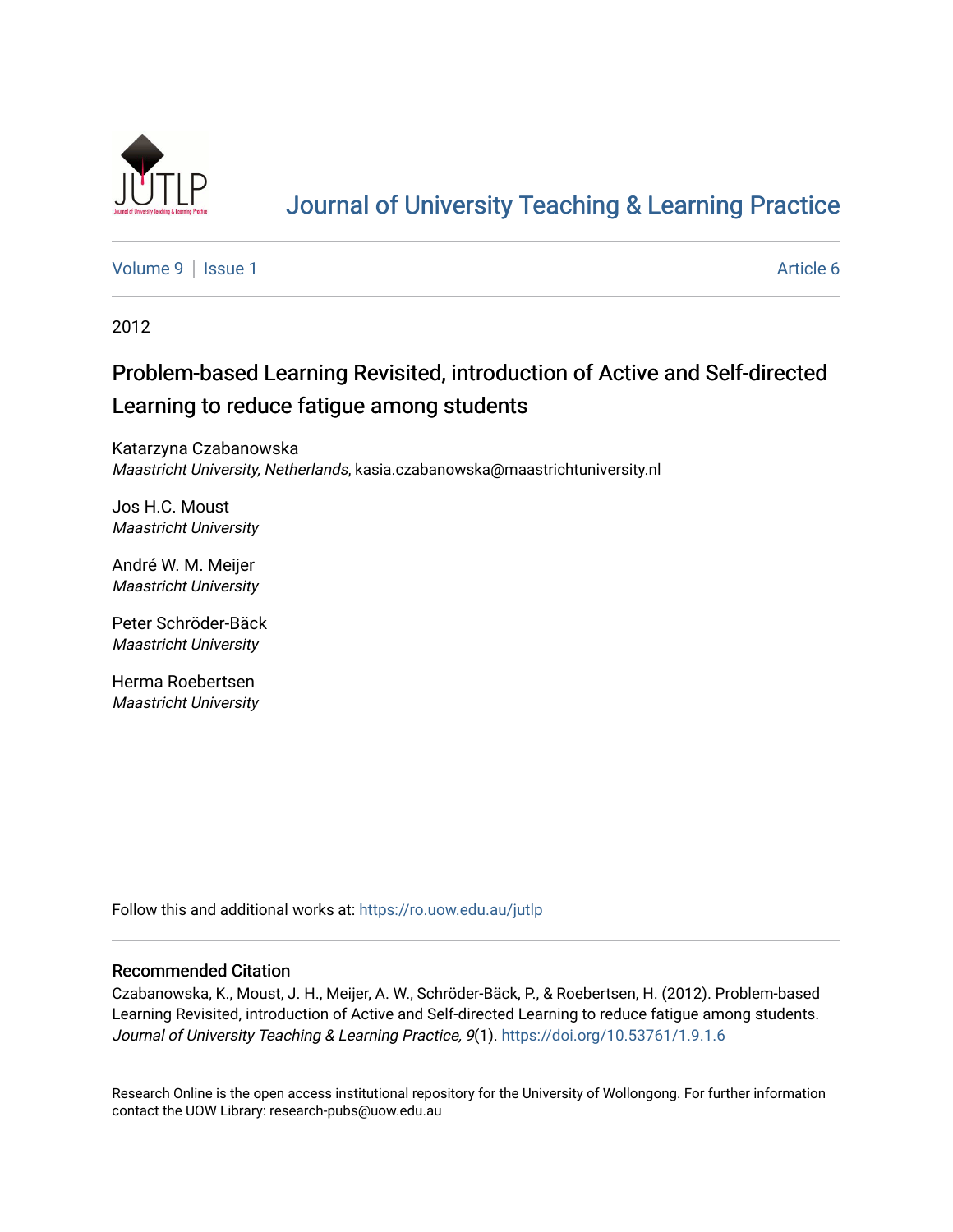# Journal of University Teaching & Learning Practice

Volume 9 | Issue 1 Article 6

2012

## Problem-based Learning Revisited, introduction of Active and Self-directed Learning to reduce fatigue among students

Katarzyna Czabanowska
*Maastricht University, Netherlands*, kasia.czabanowska@maastrichtuniversity.nl

Jos H.C. Moust
*Maastricht University*

André W. M. Meijer
*Maastricht University*

Peter Schröder-Bäck
*Maastricht University*

Herma Roebertsen
*Maastricht University*

Follow this and additional works at: https://ro.uow.edu.au/jutlp

### Recommended Citation

Czabanowska, K., Moust, J. H., Meijer, A. W., Schröder-Bäck, P., & Roebertsen, H. (2012). Problem-based Learning Revisited, introduction of Active and Self-directed Learning to reduce fatigue among students. *Journal of University Teaching & Learning Practice, 9*(1). https://doi.org/10.53761/1.9.1.6

Research Online is the open access institutional repository for the University of Wollongong. For further information contact the UOW Library: research-pubs@uow.edu.au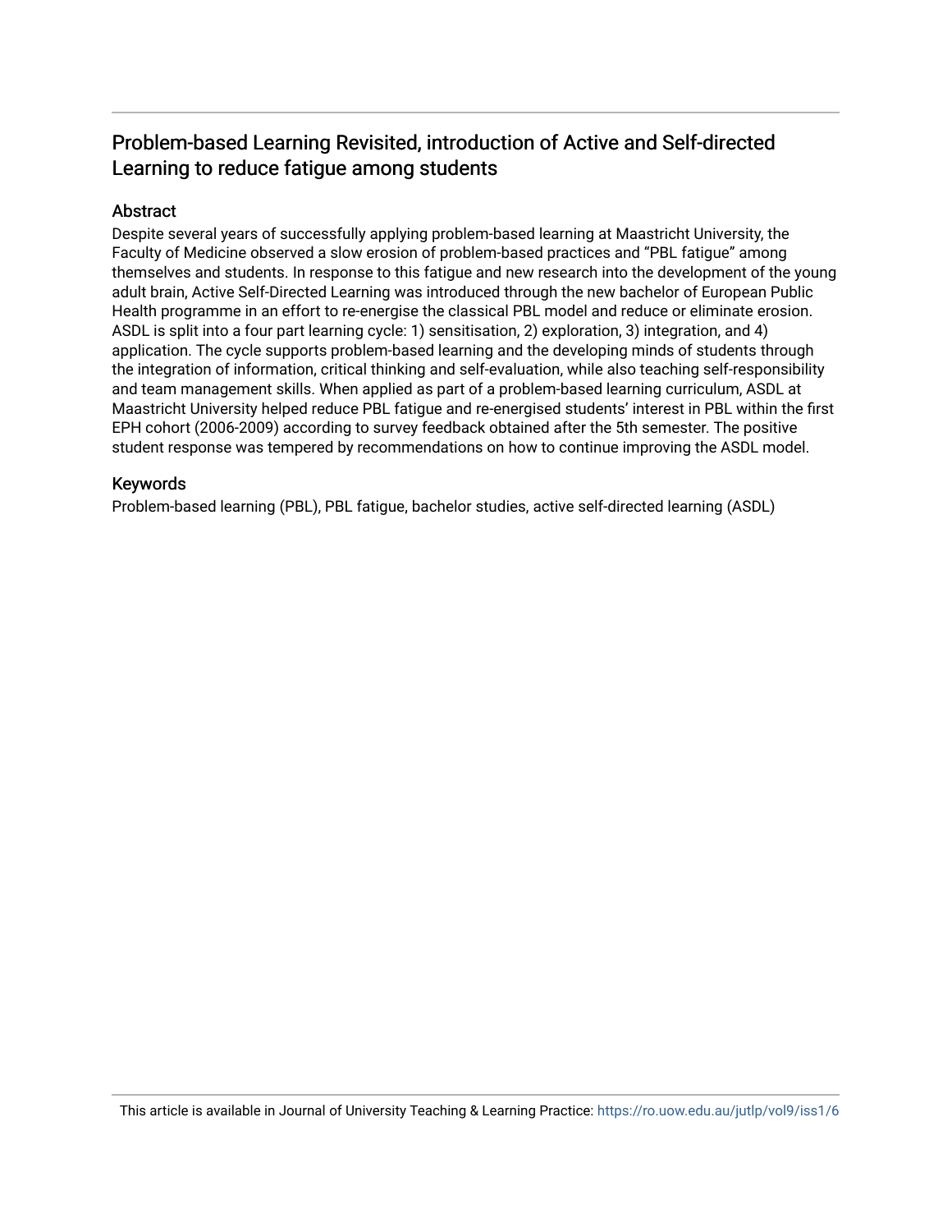## Problem-based Learning Revisited, introduction of Active and Self-directed Learning to reduce fatigue among students

### Abstract

Despite several years of successfully applying problem-based learning at Maastricht University, the Faculty of Medicine observed a slow erosion of problem-based practices and “PBL fatigue” among themselves and students. In response to this fatigue and new research into the development of the young adult brain, Active Self-Directed Learning was introduced through the new bachelor of European Public Health programme in an effort to re-energise the classical PBL model and reduce or eliminate erosion. ASDL is split into a four part learning cycle: 1) sensitisation, 2) exploration, 3) integration, and 4) application. The cycle supports problem-based learning and the developing minds of students through the integration of information, critical thinking and self-evaluation, while also teaching self-responsibility and team management skills. When applied as part of a problem-based learning curriculum, ASDL at Maastricht University helped reduce PBL fatigue and re-energised students’ interest in PBL within the first EPH cohort (2006-2009) according to survey feedback obtained after the 5th semester. The positive student response was tempered by recommendations on how to continue improving the ASDL model.

### Keywords

Problem-based learning (PBL), PBL fatigue, bachelor studies, active self-directed learning (ASDL)

This article is available in Journal of University Teaching & Learning Practice: https://ro.uow.edu.au/jutlp/vol9/iss1/6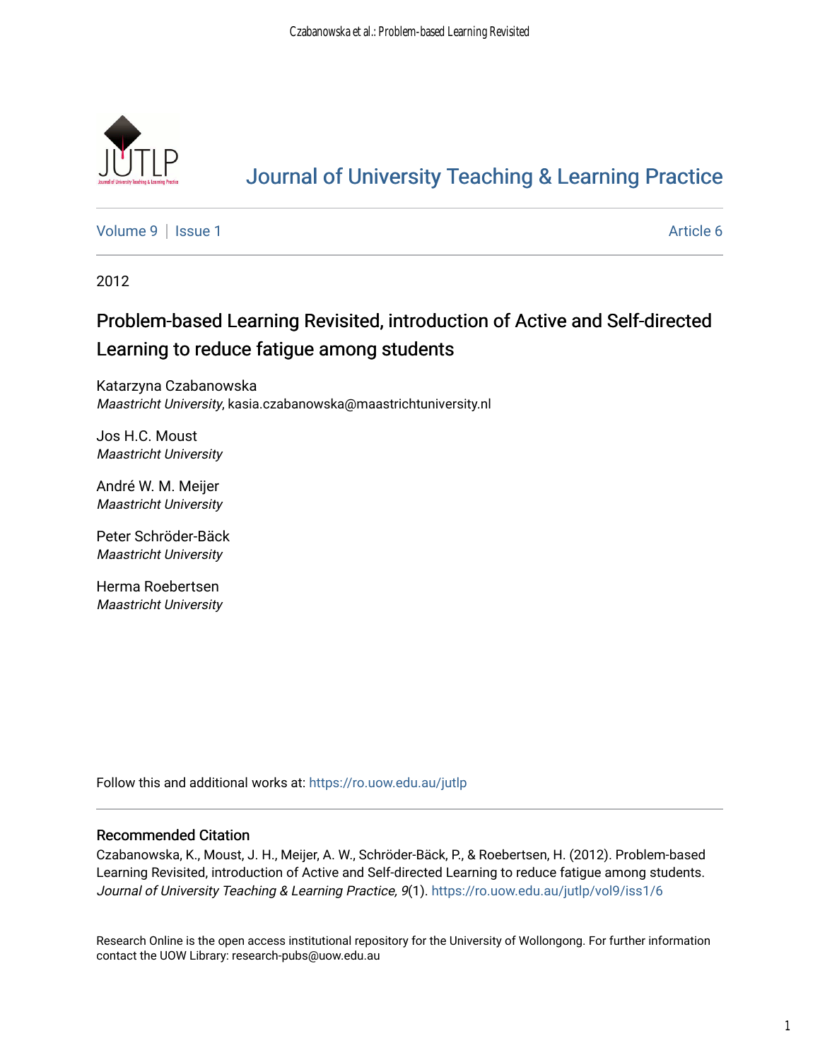Journal of University Teaching & Learning Practice

Volume 9 | Issue 1 Article 6

2012

# Problem-based Learning Revisited, introduction of Active and Self-directed Learning to reduce fatigue among students

Katarzyna Czabanowska
*Maastricht University*, kasia.czabanowska@maastrichtuniversity.nl

Jos H.C. Moust
*Maastricht University*

André W. M. Meijer
*Maastricht University*

Peter Schröder-Bäck
*Maastricht University*

Herma Roebertsen
*Maastricht University*

Follow this and additional works at: https://ro.uow.edu.au/jutlp

## Recommended Citation

Czabanowska, K., Moust, J. H., Meijer, A. W., Schröder-Bäck, P., & Roebertsen, H. (2012). Problem-based Learning Revisited, introduction of Active and Self-directed Learning to reduce fatigue among students. *Journal of University Teaching & Learning Practice, 9*(1). https://ro.uow.edu.au/jutlp/vol9/iss1/6

Research Online is the open access institutional repository for the University of Wollongong. For further information contact the UOW Library: research-pubs@uow.edu.au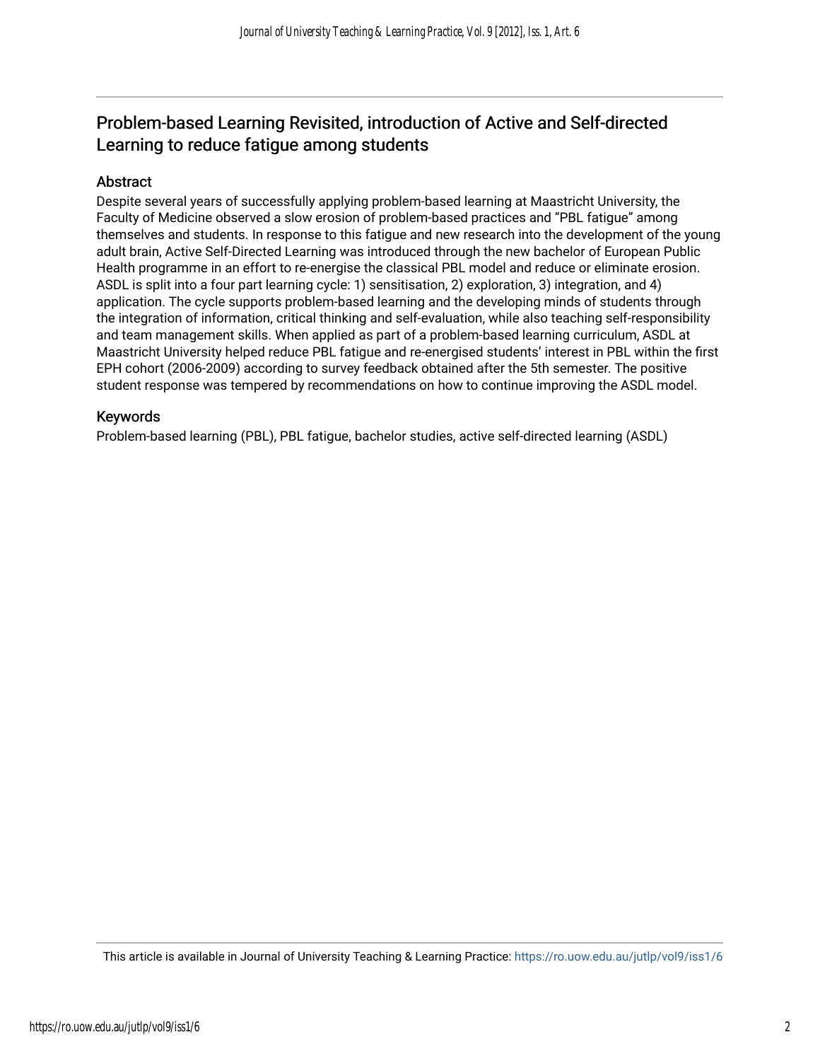## Problem-based Learning Revisited, introduction of Active and Self-directed Learning to reduce fatigue among students

### Abstract

Despite several years of successfully applying problem-based learning at Maastricht University, the Faculty of Medicine observed a slow erosion of problem-based practices and "PBL fatigue" among themselves and students. In response to this fatigue and new research into the development of the young adult brain, Active Self-Directed Learning was introduced through the new bachelor of European Public Health programme in an effort to re-energise the classical PBL model and reduce or eliminate erosion. ASDL is split into a four part learning cycle: 1) sensitisation, 2) exploration, 3) integration, and 4) application. The cycle supports problem-based learning and the developing minds of students through the integration of information, critical thinking and self-evaluation, while also teaching self-responsibility and team management skills. When applied as part of a problem-based learning curriculum, ASDL at Maastricht University helped reduce PBL fatigue and re-energised students' interest in PBL within the first EPH cohort (2006-2009) according to survey feedback obtained after the 5th semester. The positive student response was tempered by recommendations on how to continue improving the ASDL model.

### Keywords

Problem-based learning (PBL), PBL fatigue, bachelor studies, active self-directed learning (ASDL)

This article is available in Journal of University Teaching & Learning Practice: https://ro.uow.edu.au/jutlp/vol9/iss1/6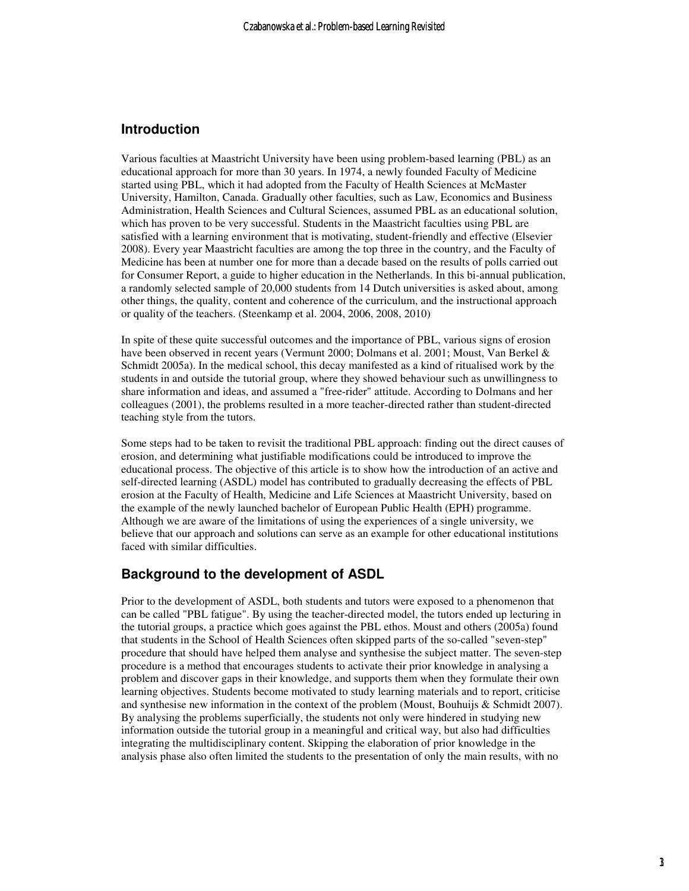## Introduction

Various faculties at Maastricht University have been using problem-based learning (PBL) as an educational approach for more than 30 years. In 1974, a newly founded Faculty of Medicine started using PBL, which it had adopted from the Faculty of Health Sciences at McMaster University, Hamilton, Canada. Gradually other faculties, such as Law, Economics and Business Administration, Health Sciences and Cultural Sciences, assumed PBL as an educational solution, which has proven to be very successful. Students in the Maastricht faculties using PBL are satisfied with a learning environment that is motivating, student-friendly and effective (Elsevier 2008). Every year Maastricht faculties are among the top three in the country, and the Faculty of Medicine has been at number one for more than a decade based on the results of polls carried out for Consumer Report, a guide to higher education in the Netherlands. In this bi-annual publication, a randomly selected sample of 20,000 students from 14 Dutch universities is asked about, among other things, the quality, content and coherence of the curriculum, and the instructional approach or quality of the teachers. (Steenkamp et al. 2004, 2006, 2008, 2010)

In spite of these quite successful outcomes and the importance of PBL, various signs of erosion have been observed in recent years (Vermunt 2000; Dolmans et al. 2001; Moust, Van Berkel & Schmidt 2005a). In the medical school, this decay manifested as a kind of ritualised work by the students in and outside the tutorial group, where they showed behaviour such as unwillingness to share information and ideas, and assumed a "free-rider" attitude. According to Dolmans and her colleagues (2001), the problems resulted in a more teacher-directed rather than student-directed teaching style from the tutors.

Some steps had to be taken to revisit the traditional PBL approach: finding out the direct causes of erosion, and determining what justifiable modifications could be introduced to improve the educational process. The objective of this article is to show how the introduction of an active and self-directed learning (ASDL) model has contributed to gradually decreasing the effects of PBL erosion at the Faculty of Health, Medicine and Life Sciences at Maastricht University, based on the example of the newly launched bachelor of European Public Health (EPH) programme. Although we are aware of the limitations of using the experiences of a single university, we believe that our approach and solutions can serve as an example for other educational institutions faced with similar difficulties.

## Background to the development of ASDL

Prior to the development of ASDL, both students and tutors were exposed to a phenomenon that can be called "PBL fatigue". By using the teacher-directed model, the tutors ended up lecturing in the tutorial groups, a practice which goes against the PBL ethos. Moust and others (2005a) found that students in the School of Health Sciences often skipped parts of the so-called "seven-step" procedure that should have helped them analyse and synthesise the subject matter. The seven-step procedure is a method that encourages students to activate their prior knowledge in analysing a problem and discover gaps in their knowledge, and supports them when they formulate their own learning objectives. Students become motivated to study learning materials and to report, criticise and synthesise new information in the context of the problem (Moust, Bouhuijs & Schmidt 2007). By analysing the problems superficially, the students not only were hindered in studying new information outside the tutorial group in a meaningful and critical way, but also had difficulties integrating the multidisciplinary content. Skipping the elaboration of prior knowledge in the analysis phase also often limited the students to the presentation of only the main results, with no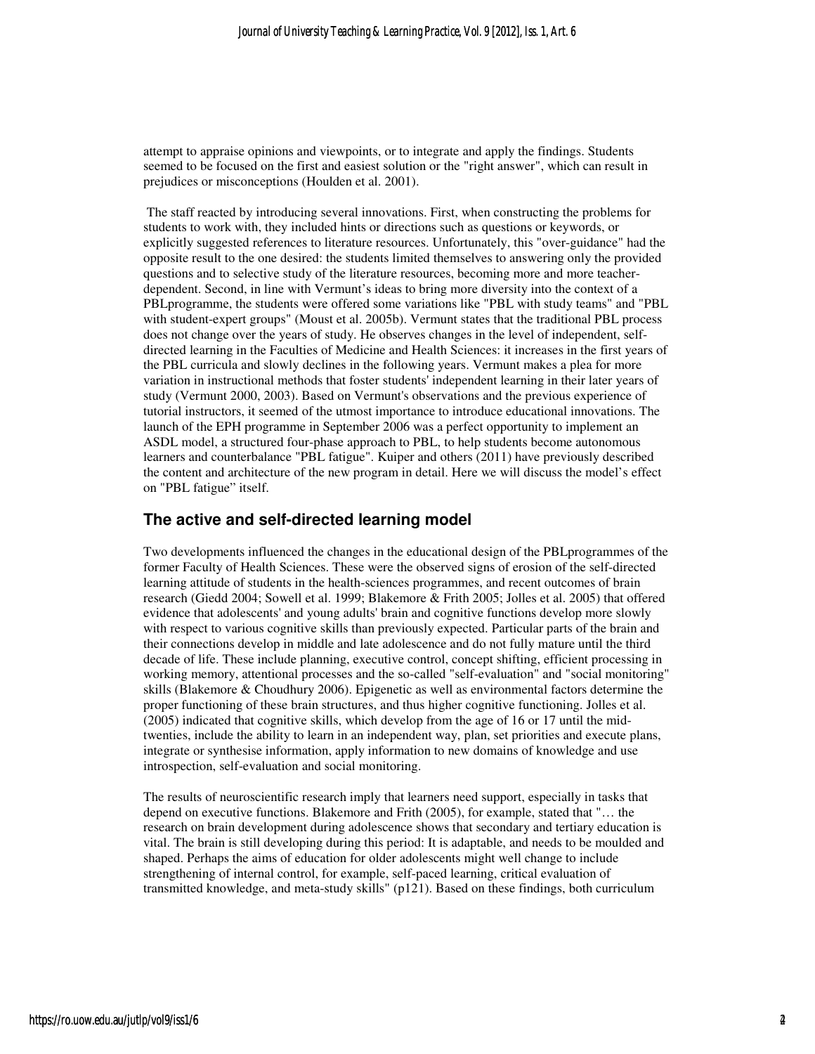attempt to appraise opinions and viewpoints, or to integrate and apply the findings. Students seemed to be focused on the first and easiest solution or the "right answer", which can result in prejudices or misconceptions (Houlden et al. 2001).

The staff reacted by introducing several innovations. First, when constructing the problems for students to work with, they included hints or directions such as questions or keywords, or explicitly suggested references to literature resources. Unfortunately, this "over-guidance" had the opposite result to the one desired: the students limited themselves to answering only the provided questions and to selective study of the literature resources, becoming more and more teacher-dependent. Second, in line with Vermunt's ideas to bring more diversity into the context of a PBLprogramme, the students were offered some variations like "PBL with study teams" and "PBL with student-expert groups" (Moust et al. 2005b). Vermunt states that the traditional PBL process does not change over the years of study. He observes changes in the level of independent, self-directed learning in the Faculties of Medicine and Health Sciences: it increases in the first years of the PBL curricula and slowly declines in the following years. Vermunt makes a plea for more variation in instructional methods that foster students' independent learning in their later years of study (Vermunt 2000, 2003). Based on Vermunt's observations and the previous experience of tutorial instructors, it seemed of the utmost importance to introduce educational innovations. The launch of the EPH programme in September 2006 was a perfect opportunity to implement an ASDL model, a structured four-phase approach to PBL, to help students become autonomous learners and counterbalance "PBL fatigue". Kuiper and others (2011) have previously described the content and architecture of the new program in detail. Here we will discuss the model's effect on "PBL fatigue" itself.

## The active and self-directed learning model

Two developments influenced the changes in the educational design of the PBLprogrammes of the former Faculty of Health Sciences. These were the observed signs of erosion of the self-directed learning attitude of students in the health-sciences programmes, and recent outcomes of brain research (Giedd 2004; Sowell et al. 1999; Blakemore & Frith 2005; Jolles et al. 2005) that offered evidence that adolescents' and young adults' brain and cognitive functions develop more slowly with respect to various cognitive skills than previously expected. Particular parts of the brain and their connections develop in middle and late adolescence and do not fully mature until the third decade of life. These include planning, executive control, concept shifting, efficient processing in working memory, attentional processes and the so-called "self-evaluation" and "social monitoring" skills (Blakemore & Choudhury 2006). Epigenetic as well as environmental factors determine the proper functioning of these brain structures, and thus higher cognitive functioning. Jolles et al. (2005) indicated that cognitive skills, which develop from the age of 16 or 17 until the mid-twenties, include the ability to learn in an independent way, plan, set priorities and execute plans, integrate or synthesise information, apply information to new domains of knowledge and use introspection, self-evaluation and social monitoring.

The results of neuroscientific research imply that learners need support, especially in tasks that depend on executive functions. Blakemore and Frith (2005), for example, stated that "… the research on brain development during adolescence shows that secondary and tertiary education is vital. The brain is still developing during this period: It is adaptable, and needs to be moulded and shaped. Perhaps the aims of education for older adolescents might well change to include strengthening of internal control, for example, self-paced learning, critical evaluation of transmitted knowledge, and meta-study skills" (p121). Based on these findings, both curriculum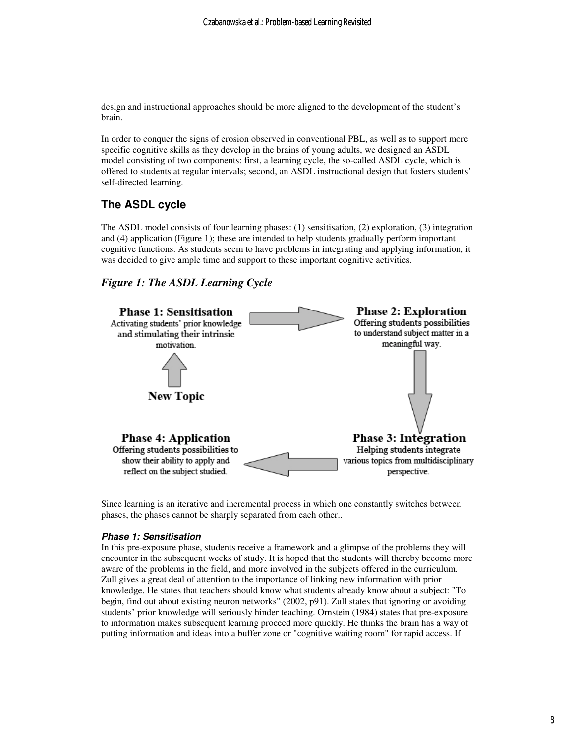design and instructional approaches should be more aligned to the development of the student's brain.

In order to conquer the signs of erosion observed in conventional PBL, as well as to support more specific cognitive skills as they develop in the brains of young adults, we designed an ASDL model consisting of two components: first, a learning cycle, the so-called ASDL cycle, which is offered to students at regular intervals; second, an ASDL instructional design that fosters students' self-directed learning.

## The ASDL cycle

The ASDL model consists of four learning phases: (1) sensitisation, (2) exploration, (3) integration and (4) application (Figure 1); these are intended to help students gradually perform important cognitive functions. As students seem to have problems in integrating and applying information, it was decided to give ample time and support to these important cognitive activities.

### *Figure 1: The ASDL Learning Cycle*

**Phase 1: Sensitisation**
Activating students' prior knowledge and stimulating their intrinsic motivation.

**Phase 2: Exploration**
Offering students possibilities to understand subject matter in a meaningful way.

**Phase 3: Integration**
Helping students integrate various topics from multidisciplinary perspective.

**Phase 4: Application**
Offering students possibilities to show their ability to apply and reflect on the subject studied.

**New Topic**

Since learning is an iterative and incremental process in which one constantly switches between phases, the phases cannot be sharply separated from each other..

#### *Phase 1: Sensitisation*

In this pre-exposure phase, students receive a framework and a glimpse of the problems they will encounter in the subsequent weeks of study. It is hoped that the students will thereby become more aware of the problems in the field, and more involved in the subjects offered in the curriculum. Zull gives a great deal of attention to the importance of linking new information with prior knowledge. He states that teachers should know what students already know about a subject: "To begin, find out about existing neuron networks" (2002, p91). Zull states that ignoring or avoiding students' prior knowledge will seriously hinder teaching. Ornstein (1984) states that pre-exposure to information makes subsequent learning proceed more quickly. He thinks the brain has a way of putting information and ideas into a buffer zone or "cognitive waiting room" for rapid access. If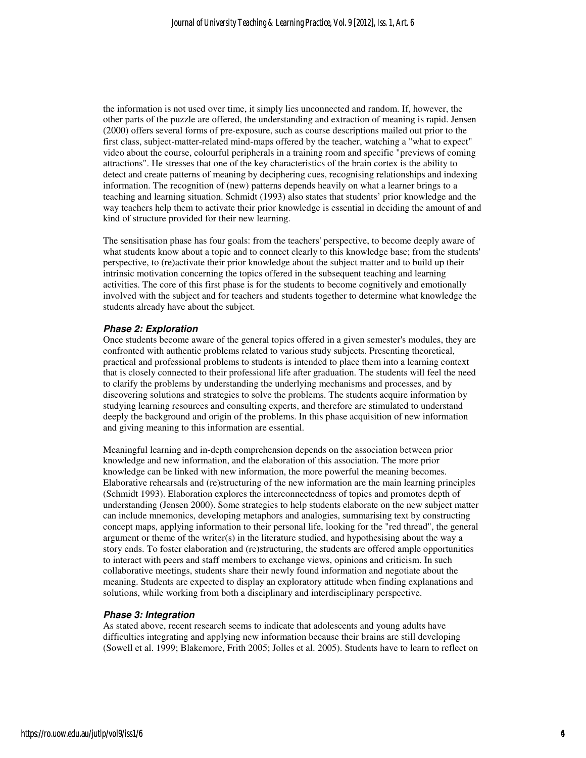the information is not used over time, it simply lies unconnected and random. If, however, the other parts of the puzzle are offered, the understanding and extraction of meaning is rapid. Jensen (2000) offers several forms of pre-exposure, such as course descriptions mailed out prior to the first class, subject-matter-related mind-maps offered by the teacher, watching a "what to expect" video about the course, colourful peripherals in a training room and specific "previews of coming attractions". He stresses that one of the key characteristics of the brain cortex is the ability to detect and create patterns of meaning by deciphering cues, recognising relationships and indexing information. The recognition of (new) patterns depends heavily on what a learner brings to a teaching and learning situation. Schmidt (1993) also states that students' prior knowledge and the way teachers help them to activate their prior knowledge is essential in deciding the amount of and kind of structure provided for their new learning.

The sensitisation phase has four goals: from the teachers' perspective, to become deeply aware of what students know about a topic and to connect clearly to this knowledge base; from the students' perspective, to (re)activate their prior knowledge about the subject matter and to build up their intrinsic motivation concerning the topics offered in the subsequent teaching and learning activities. The core of this first phase is for the students to become cognitively and emotionally involved with the subject and for teachers and students together to determine what knowledge the students already have about the subject.

### *Phase 2: Exploration*

Once students become aware of the general topics offered in a given semester's modules, they are confronted with authentic problems related to various study subjects. Presenting theoretical, practical and professional problems to students is intended to place them into a learning context that is closely connected to their professional life after graduation. The students will feel the need to clarify the problems by understanding the underlying mechanisms and processes, and by discovering solutions and strategies to solve the problems. The students acquire information by studying learning resources and consulting experts, and therefore are stimulated to understand deeply the background and origin of the problems. In this phase acquisition of new information and giving meaning to this information are essential.

Meaningful learning and in-depth comprehension depends on the association between prior knowledge and new information, and the elaboration of this association. The more prior knowledge can be linked with new information, the more powerful the meaning becomes. Elaborative rehearsals and (re)structuring of the new information are the main learning principles (Schmidt 1993). Elaboration explores the interconnectedness of topics and promotes depth of understanding (Jensen 2000). Some strategies to help students elaborate on the new subject matter can include mnemonics, developing metaphors and analogies, summarising text by constructing concept maps, applying information to their personal life, looking for the "red thread", the general argument or theme of the writer(s) in the literature studied, and hypothesising about the way a story ends. To foster elaboration and (re)structuring, the students are offered ample opportunities to interact with peers and staff members to exchange views, opinions and criticism. In such collaborative meetings, students share their newly found information and negotiate about the meaning. Students are expected to display an exploratory attitude when finding explanations and solutions, while working from both a disciplinary and interdisciplinary perspective.

### *Phase 3: Integration*

As stated above, recent research seems to indicate that adolescents and young adults have difficulties integrating and applying new information because their brains are still developing (Sowell et al. 1999; Blakemore, Frith 2005; Jolles et al. 2005). Students have to learn to reflect on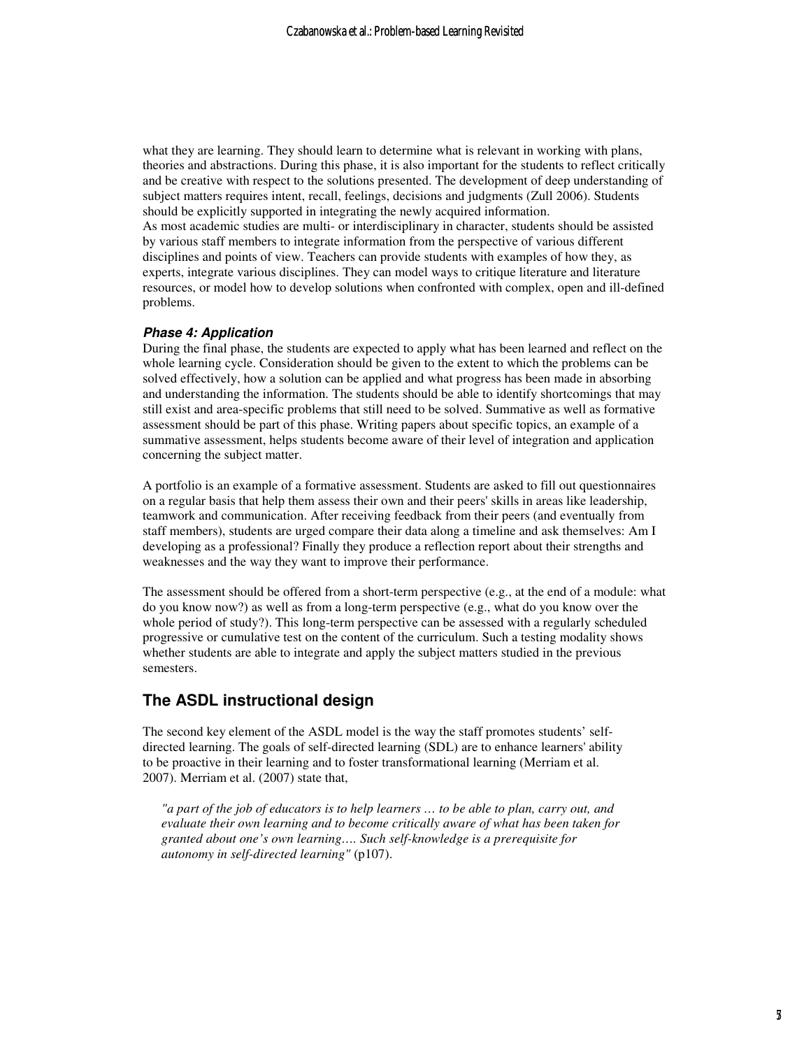what they are learning. They should learn to determine what is relevant in working with plans, theories and abstractions. During this phase, it is also important for the students to reflect critically and be creative with respect to the solutions presented. The development of deep understanding of subject matters requires intent, recall, feelings, decisions and judgments (Zull 2006). Students should be explicitly supported in integrating the newly acquired information.
As most academic studies are multi- or interdisciplinary in character, students should be assisted by various staff members to integrate information from the perspective of various different disciplines and points of view. Teachers can provide students with examples of how they, as experts, integrate various disciplines. They can model ways to critique literature and literature resources, or model how to develop solutions when confronted with complex, open and ill-defined problems.

#### *Phase 4: Application*

During the final phase, the students are expected to apply what has been learned and reflect on the whole learning cycle. Consideration should be given to the extent to which the problems can be solved effectively, how a solution can be applied and what progress has been made in absorbing and understanding the information. The students should be able to identify shortcomings that may still exist and area-specific problems that still need to be solved. Summative as well as formative assessment should be part of this phase. Writing papers about specific topics, an example of a summative assessment, helps students become aware of their level of integration and application concerning the subject matter.

A portfolio is an example of a formative assessment. Students are asked to fill out questionnaires on a regular basis that help them assess their own and their peers' skills in areas like leadership, teamwork and communication. After receiving feedback from their peers (and eventually from staff members), students are urged compare their data along a timeline and ask themselves: Am I developing as a professional? Finally they produce a reflection report about their strengths and weaknesses and the way they want to improve their performance.

The assessment should be offered from a short-term perspective (e.g., at the end of a module: what do you know now?) as well as from a long-term perspective (e.g., what do you know over the whole period of study?). This long-term perspective can be assessed with a regularly scheduled progressive or cumulative test on the content of the curriculum. Such a testing modality shows whether students are able to integrate and apply the subject matters studied in the previous semesters.

## The ASDL instructional design

The second key element of the ASDL model is the way the staff promotes students' self-directed learning. The goals of self-directed learning (SDL) are to enhance learners' ability to be proactive in their learning and to foster transformational learning (Merriam et al. 2007). Merriam et al. (2007) state that,

> *"a part of the job of educators is to help learners … to be able to plan, carry out, and evaluate their own learning and to become critically aware of what has been taken for granted about one's own learning…. Such self-knowledge is a prerequisite for autonomy in self-directed learning"* (p107).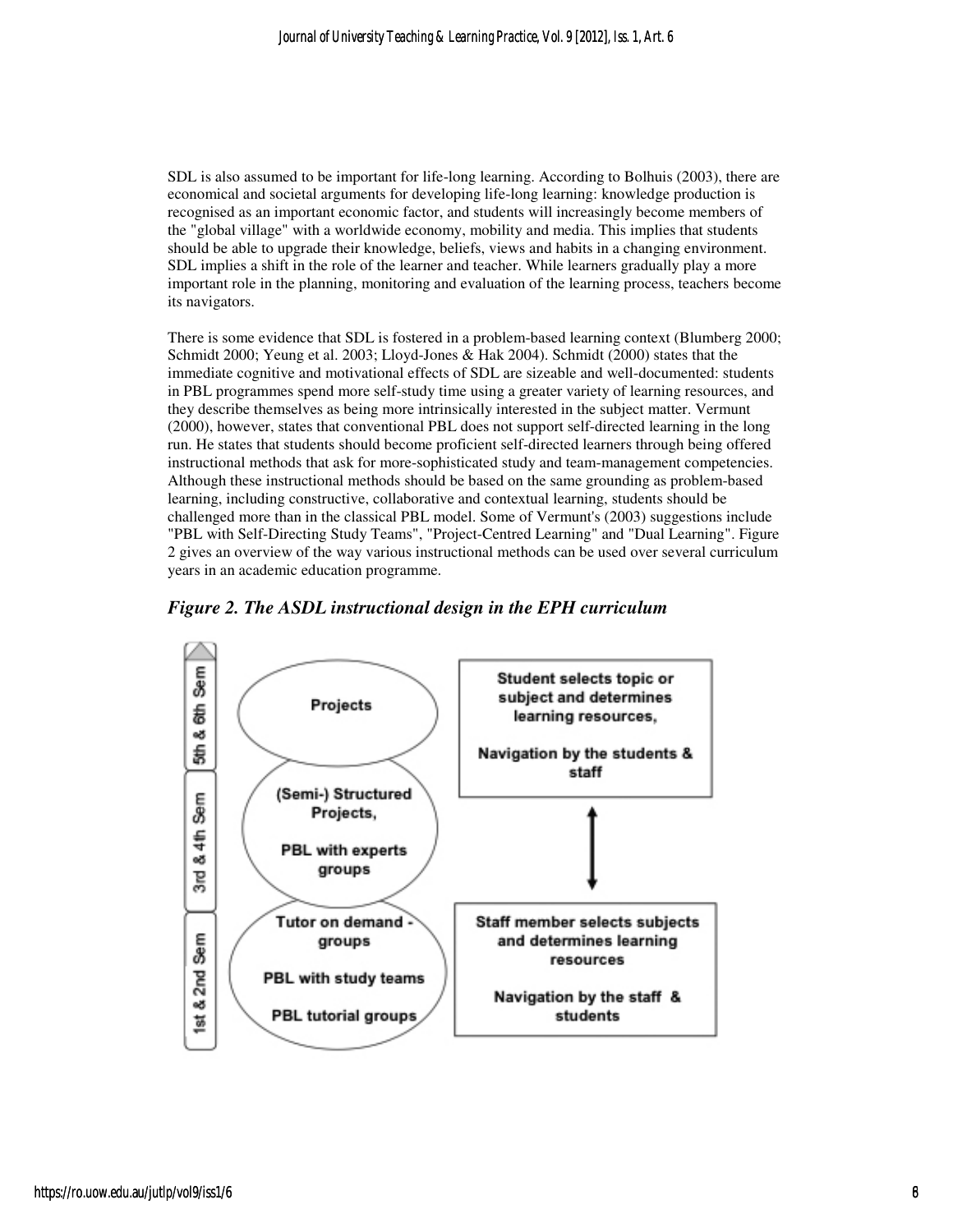SDL is also assumed to be important for life-long learning. According to Bolhuis (2003), there are economical and societal arguments for developing life-long learning: knowledge production is recognised as an important economic factor, and students will increasingly become members of the "global village" with a worldwide economy, mobility and media. This implies that students should be able to upgrade their knowledge, beliefs, views and habits in a changing environment. SDL implies a shift in the role of the learner and teacher. While learners gradually play a more important role in the planning, monitoring and evaluation of the learning process, teachers become its navigators.

There is some evidence that SDL is fostered in a problem-based learning context (Blumberg 2000; Schmidt 2000; Yeung et al. 2003; Lloyd-Jones & Hak 2004). Schmidt (2000) states that the immediate cognitive and motivational effects of SDL are sizeable and well-documented: students in PBL programmes spend more self-study time using a greater variety of learning resources, and they describe themselves as being more intrinsically interested in the subject matter. Vermunt (2000), however, states that conventional PBL does not support self-directed learning in the long run. He states that students should become proficient self-directed learners through being offered instructional methods that ask for more-sophisticated study and team-management competencies. Although these instructional methods should be based on the same grounding as problem-based learning, including constructive, collaborative and contextual learning, students should be challenged more than in the classical PBL model. Some of Vermunt's (2003) suggestions include "PBL with Self-Directing Study Teams", "Project-Centred Learning" and "Dual Learning". Figure 2 gives an overview of the way various instructional methods can be used over several curriculum years in an academic education programme.

***Figure 2. The ASDL instructional design in the EPH curriculum***

| Semester | Instructional methods | |
|---|---|---|
| 5th & 6th Sem | Projects | Student selects topic or subject and determines learning resources, Navigation by the students & staff |
| 3rd & 4th Sem | (Semi-) Structured Projects, PBL with experts groups | ↕ |
| 1st & 2nd Sem | Tutor on demand - groups; PBL with study teams; PBL tutorial groups | Staff member selects subjects and determines learning resources. Navigation by the staff & students |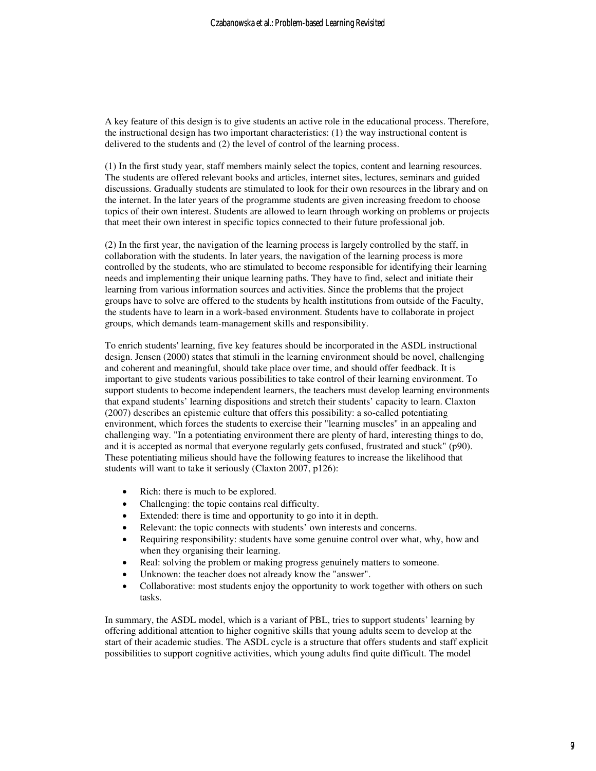A key feature of this design is to give students an active role in the educational process. Therefore, the instructional design has two important characteristics: (1) the way instructional content is delivered to the students and (2) the level of control of the learning process.

(1) In the first study year, staff members mainly select the topics, content and learning resources. The students are offered relevant books and articles, internet sites, lectures, seminars and guided discussions. Gradually students are stimulated to look for their own resources in the library and on the internet. In the later years of the programme students are given increasing freedom to choose topics of their own interest. Students are allowed to learn through working on problems or projects that meet their own interest in specific topics connected to their future professional job.

(2) In the first year, the navigation of the learning process is largely controlled by the staff, in collaboration with the students. In later years, the navigation of the learning process is more controlled by the students, who are stimulated to become responsible for identifying their learning needs and implementing their unique learning paths. They have to find, select and initiate their learning from various information sources and activities. Since the problems that the project groups have to solve are offered to the students by health institutions from outside of the Faculty, the students have to learn in a work-based environment. Students have to collaborate in project groups, which demands team-management skills and responsibility.

To enrich students' learning, five key features should be incorporated in the ASDL instructional design. Jensen (2000) states that stimuli in the learning environment should be novel, challenging and coherent and meaningful, should take place over time, and should offer feedback. It is important to give students various possibilities to take control of their learning environment. To support students to become independent learners, the teachers must develop learning environments that expand students' learning dispositions and stretch their students' capacity to learn. Claxton (2007) describes an epistemic culture that offers this possibility: a so-called potentiating environment, which forces the students to exercise their "learning muscles" in an appealing and challenging way. "In a potentiating environment there are plenty of hard, interesting things to do, and it is accepted as normal that everyone regularly gets confused, frustrated and stuck" (p90). These potentiating milieus should have the following features to increase the likelihood that students will want to take it seriously (Claxton 2007, p126):

- Rich: there is much to be explored.
- Challenging: the topic contains real difficulty.
- Extended: there is time and opportunity to go into it in depth.
- Relevant: the topic connects with students' own interests and concerns.
- Requiring responsibility: students have some genuine control over what, why, how and when they organise their learning.
- Real: solving the problem or making progress genuinely matters to someone.
- Unknown: the teacher does not already know the "answer".
- Collaborative: most students enjoy the opportunity to work together with others on such tasks.

In summary, the ASDL model, which is a variant of PBL, tries to support students' learning by offering additional attention to higher cognitive skills that young adults seem to develop at the start of their academic studies. The ASDL cycle is a structure that offers students and staff explicit possibilities to support cognitive activities, which young adults find quite difficult. The model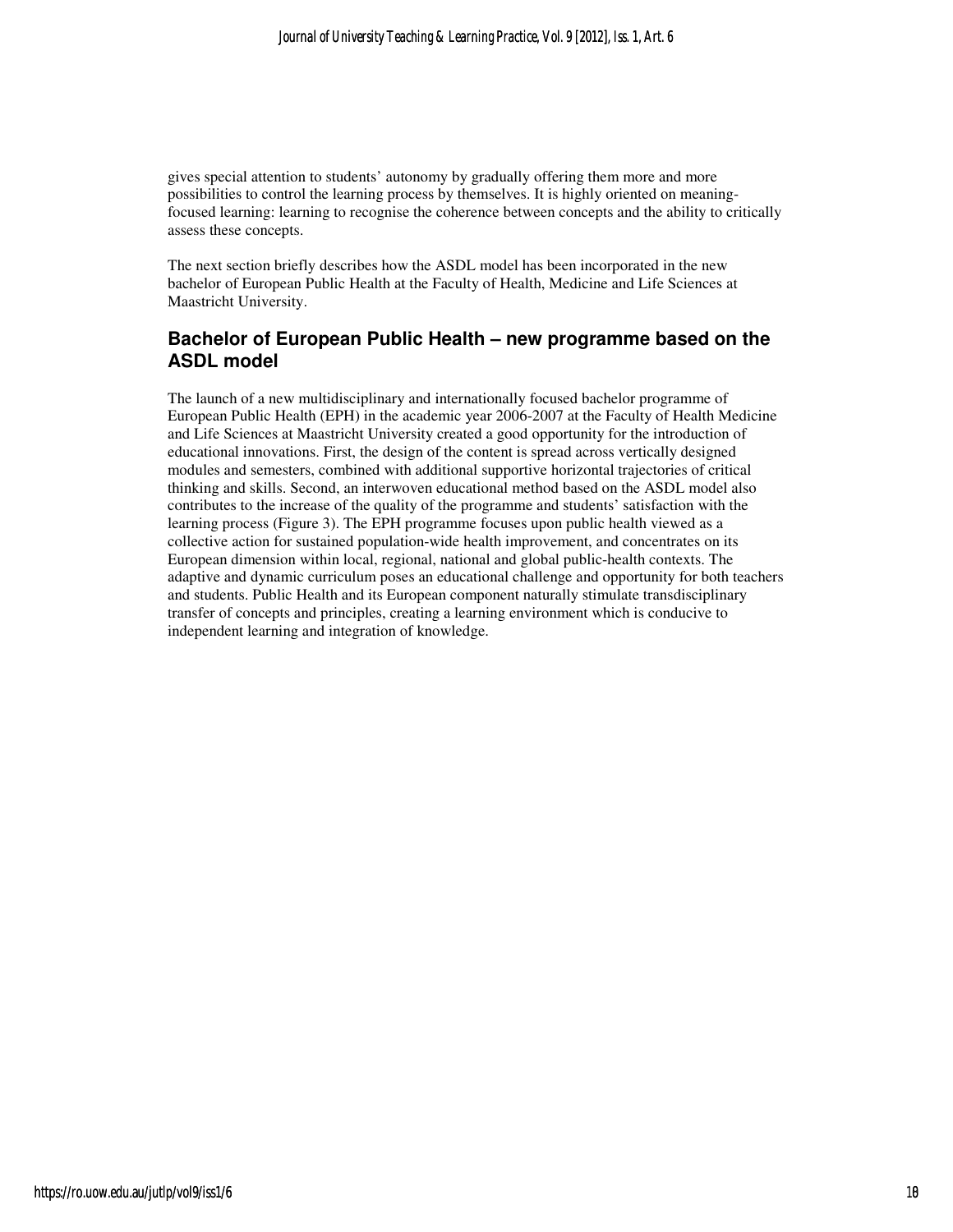gives special attention to students' autonomy by gradually offering them more and more possibilities to control the learning process by themselves. It is highly oriented on meaning-focused learning: learning to recognise the coherence between concepts and the ability to critically assess these concepts.

The next section briefly describes how the ASDL model has been incorporated in the new bachelor of European Public Health at the Faculty of Health, Medicine and Life Sciences at Maastricht University.

## Bachelor of European Public Health – new programme based on the ASDL model

The launch of a new multidisciplinary and internationally focused bachelor programme of European Public Health (EPH) in the academic year 2006-2007 at the Faculty of Health Medicine and Life Sciences at Maastricht University created a good opportunity for the introduction of educational innovations. First, the design of the content is spread across vertically designed modules and semesters, combined with additional supportive horizontal trajectories of critical thinking and skills. Second, an interwoven educational method based on the ASDL model also contributes to the increase of the quality of the programme and students' satisfaction with the learning process (Figure 3). The EPH programme focuses upon public health viewed as a collective action for sustained population-wide health improvement, and concentrates on its European dimension within local, regional, national and global public-health contexts. The adaptive and dynamic curriculum poses an educational challenge and opportunity for both teachers and students. Public Health and its European component naturally stimulate transdisciplinary transfer of concepts and principles, creating a learning environment which is conducive to independent learning and integration of knowledge.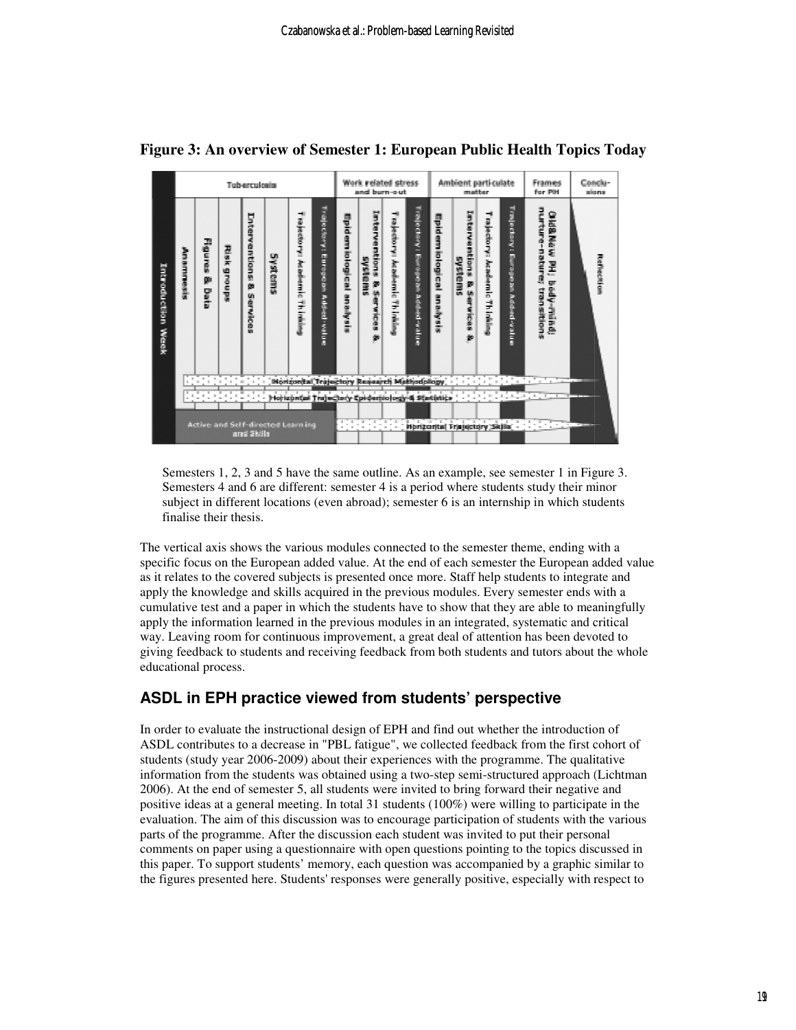**Figure 3: An overview of Semester 1: European Public Health Topics Today**

Semesters 1, 2, 3 and 5 have the same outline. As an example, see semester 1 in Figure 3. Semesters 4 and 6 are different: semester 4 is a period where students study their minor subject in different locations (even abroad); semester 6 is an internship in which students finalise their thesis.

The vertical axis shows the various modules connected to the semester theme, ending with a specific focus on the European added value. At the end of each semester the European added value as it relates to the covered subjects is presented once more. Staff help students to integrate and apply the knowledge and skills acquired in the previous modules. Every semester ends with a cumulative test and a paper in which the students have to show that they are able to meaningfully apply the information learned in the previous modules in an integrated, systematic and critical way. Leaving room for continuous improvement, a great deal of attention has been devoted to giving feedback to students and receiving feedback from both students and tutors about the whole educational process.

## ASDL in EPH practice viewed from students' perspective

In order to evaluate the instructional design of EPH and find out whether the introduction of ASDL contributes to a decrease in "PBL fatigue", we collected feedback from the first cohort of students (study year 2006-2009) about their experiences with the programme. The qualitative information from the students was obtained using a two-step semi-structured approach (Lichtman 2006). At the end of semester 5, all students were invited to bring forward their negative and positive ideas at a general meeting. In total 31 students (100%) were willing to participate in the evaluation. The aim of this discussion was to encourage participation of students with the various parts of the programme. After the discussion each student was invited to put their personal comments on paper using a questionnaire with open questions pointing to the topics discussed in this paper. To support students' memory, each question was accompanied by a graphic similar to the figures presented here. Students' responses were generally positive, especially with respect to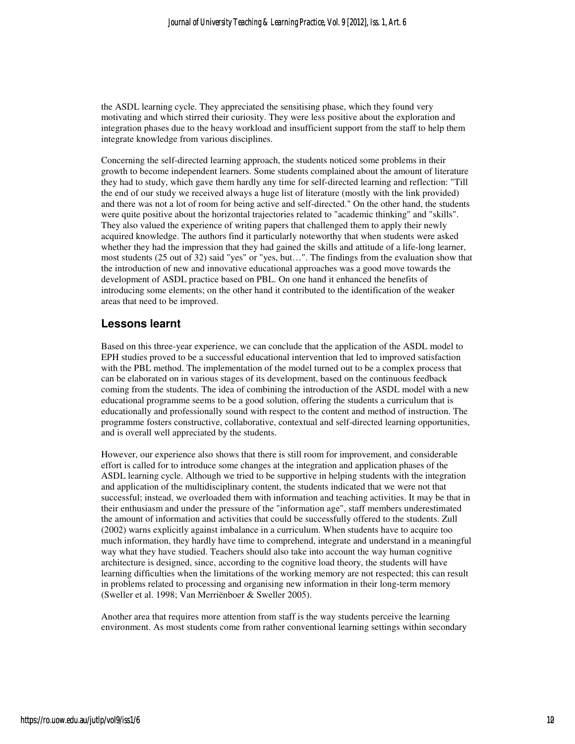the ASDL learning cycle. They appreciated the sensitising phase, which they found very motivating and which stirred their curiosity. They were less positive about the exploration and integration phases due to the heavy workload and insufficient support from the staff to help them integrate knowledge from various disciplines.

Concerning the self-directed learning approach, the students noticed some problems in their growth to become independent learners. Some students complained about the amount of literature they had to study, which gave them hardly any time for self-directed learning and reflection: "Till the end of our study we received always a huge list of literature (mostly with the link provided) and there was not a lot of room for being active and self-directed." On the other hand, the students were quite positive about the horizontal trajectories related to "academic thinking" and "skills". They also valued the experience of writing papers that challenged them to apply their newly acquired knowledge. The authors find it particularly noteworthy that when students were asked whether they had the impression that they had gained the skills and attitude of a life-long learner, most students (25 out of 32) said "yes" or "yes, but…". The findings from the evaluation show that the introduction of new and innovative educational approaches was a good move towards the development of ASDL practice based on PBL. On one hand it enhanced the benefits of introducing some elements; on the other hand it contributed to the identification of the weaker areas that need to be improved.

## Lessons learnt

Based on this three-year experience, we can conclude that the application of the ASDL model to EPH studies proved to be a successful educational intervention that led to improved satisfaction with the PBL method. The implementation of the model turned out to be a complex process that can be elaborated on in various stages of its development, based on the continuous feedback coming from the students. The idea of combining the introduction of the ASDL model with a new educational programme seems to be a good solution, offering the students a curriculum that is educationally and professionally sound with respect to the content and method of instruction. The programme fosters constructive, collaborative, contextual and self-directed learning opportunities, and is overall well appreciated by the students.

However, our experience also shows that there is still room for improvement, and considerable effort is called for to introduce some changes at the integration and application phases of the ASDL learning cycle. Although we tried to be supportive in helping students with the integration and application of the multidisciplinary content, the students indicated that we were not that successful; instead, we overloaded them with information and teaching activities. It may be that in their enthusiasm and under the pressure of the "information age", staff members underestimated the amount of information and activities that could be successfully offered to the students. Zull (2002) warns explicitly against imbalance in a curriculum. When students have to acquire too much information, they hardly have time to comprehend, integrate and understand in a meaningful way what they have studied. Teachers should also take into account the way human cognitive architecture is designed, since, according to the cognitive load theory, the students will have learning difficulties when the limitations of the working memory are not respected; this can result in problems related to processing and organising new information in their long-term memory (Sweller et al. 1998; Van Merriënboer & Sweller 2005).

Another area that requires more attention from staff is the way students perceive the learning environment. As most students come from rather conventional learning settings within secondary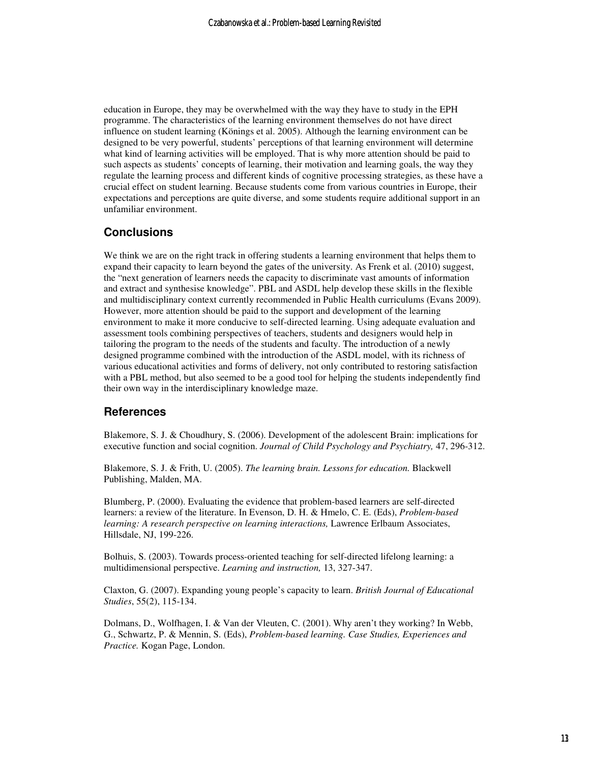education in Europe, they may be overwhelmed with the way they have to study in the EPH programme. The characteristics of the learning environment themselves do not have direct influence on student learning (Könings et al. 2005). Although the learning environment can be designed to be very powerful, students' perceptions of that learning environment will determine what kind of learning activities will be employed. That is why more attention should be paid to such aspects as students' concepts of learning, their motivation and learning goals, the way they regulate the learning process and different kinds of cognitive processing strategies, as these have a crucial effect on student learning. Because students come from various countries in Europe, their expectations and perceptions are quite diverse, and some students require additional support in an unfamiliar environment.

## Conclusions

We think we are on the right track in offering students a learning environment that helps them to expand their capacity to learn beyond the gates of the university. As Frenk et al. (2010) suggest, the "next generation of learners needs the capacity to discriminate vast amounts of information and extract and synthesise knowledge". PBL and ASDL help develop these skills in the flexible and multidisciplinary context currently recommended in Public Health curriculums (Evans 2009). However, more attention should be paid to the support and development of the learning environment to make it more conducive to self-directed learning. Using adequate evaluation and assessment tools combining perspectives of teachers, students and designers would help in tailoring the program to the needs of the students and faculty. The introduction of a newly designed programme combined with the introduction of the ASDL model, with its richness of various educational activities and forms of delivery, not only contributed to restoring satisfaction with a PBL method, but also seemed to be a good tool for helping the students independently find their own way in the interdisciplinary knowledge maze.

## References

Blakemore, S. J. & Choudhury, S. (2006). Development of the adolescent Brain: implications for executive function and social cognition. *Journal of Child Psychology and Psychiatry,* 47, 296-312.

Blakemore, S. J. & Frith, U. (2005). *The learning brain. Lessons for education.* Blackwell Publishing, Malden, MA.

Blumberg, P. (2000). Evaluating the evidence that problem-based learners are self-directed learners: a review of the literature. In Evenson, D. H. & Hmelo, C. E. (Eds), *Problem-based learning: A research perspective on learning interactions,* Lawrence Erlbaum Associates, Hillsdale, NJ, 199-226.

Bolhuis, S. (2003). Towards process-oriented teaching for self-directed lifelong learning: a multidimensional perspective. *Learning and instruction,* 13, 327-347.

Claxton, G. (2007). Expanding young people's capacity to learn. *British Journal of Educational Studies*, 55(2), 115-134.

Dolmans, D., Wolfhagen, I. & Van der Vleuten, C. (2001). Why aren't they working? In Webb, G., Schwartz, P. & Mennin, S. (Eds), *Problem-based learning. Case Studies, Experiences and Practice.* Kogan Page, London.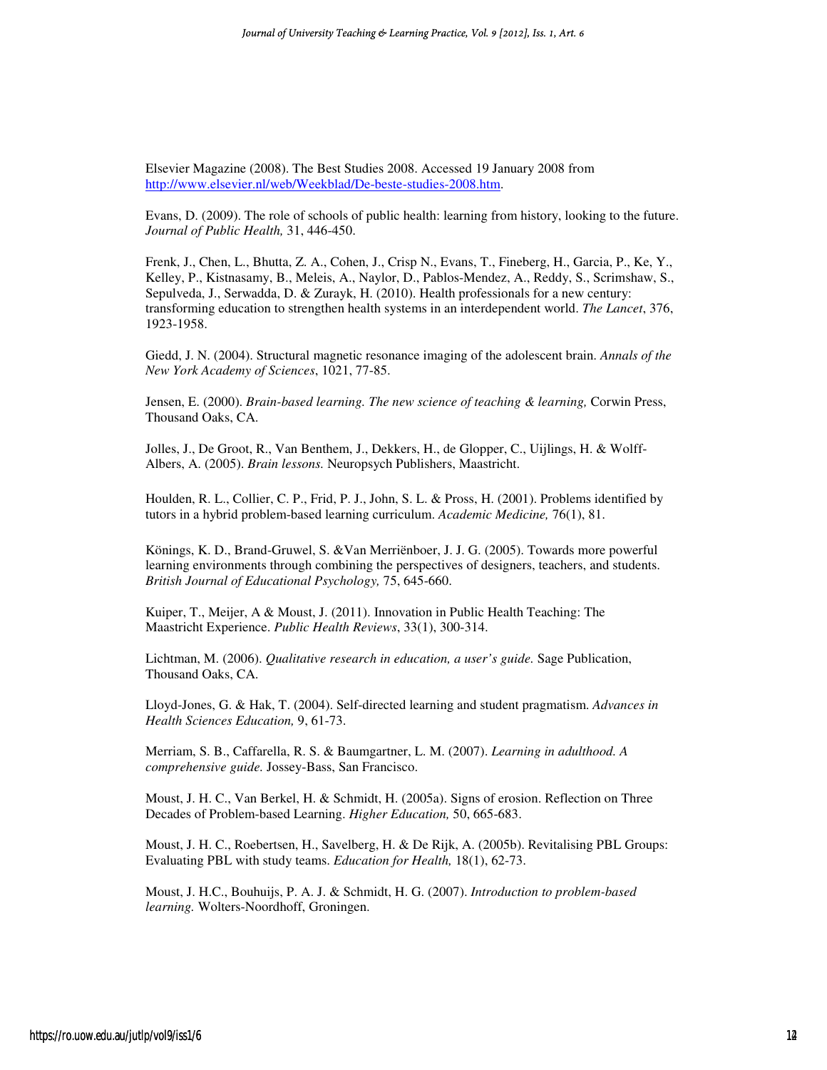Elsevier Magazine (2008). The Best Studies 2008. Accessed 19 January 2008 from [http://www.elsevier.nl/web/Weekblad/De-beste-studies-2008.htm](http://www.elsevier.nl/web/Weekblad/De-beste-studies-2008.htm).

Evans, D. (2009). The role of schools of public health: learning from history, looking to the future. *Journal of Public Health,* 31, 446-450.

Frenk, J., Chen, L., Bhutta, Z. A., Cohen, J., Crisp N., Evans, T., Fineberg, H., Garcia, P., Ke, Y., Kelley, P., Kistnasamy, B., Meleis, A., Naylor, D., Pablos-Mendez, A., Reddy, S., Scrimshaw, S., Sepulveda, J., Serwadda, D. & Zurayk, H. (2010). Health professionals for a new century: transforming education to strengthen health systems in an interdependent world. *The Lancet*, 376, 1923-1958.

Giedd, J. N. (2004). Structural magnetic resonance imaging of the adolescent brain. *Annals of the New York Academy of Sciences*, 1021, 77-85.

Jensen, E. (2000). *Brain-based learning. The new science of teaching & learning,* Corwin Press, Thousand Oaks, CA.

Jolles, J., De Groot, R., Van Benthem, J., Dekkers, H., de Glopper, C., Uijlings, H. & Wolff-Albers, A. (2005). *Brain lessons.* Neuropsych Publishers, Maastricht.

Houlden, R. L., Collier, C. P., Frid, P. J., John, S. L. & Pross, H. (2001). Problems identified by tutors in a hybrid problem-based learning curriculum. *Academic Medicine,* 76(1), 81.

Könings, K. D., Brand-Gruwel, S. &Van Merriënboer, J. J. G. (2005). Towards more powerful learning environments through combining the perspectives of designers, teachers, and students. *British Journal of Educational Psychology,* 75, 645-660.

Kuiper, T., Meijer, A & Moust, J. (2011). Innovation in Public Health Teaching: The Maastricht Experience. *Public Health Reviews*, 33(1), 300-314.

Lichtman, M. (2006). *Qualitative research in education, a user's guide.* Sage Publication, Thousand Oaks, CA.

Lloyd-Jones, G. & Hak, T. (2004). Self-directed learning and student pragmatism. *Advances in Health Sciences Education,* 9, 61-73.

Merriam, S. B., Caffarella, R. S. & Baumgartner, L. M. (2007). *Learning in adulthood. A comprehensive guide.* Jossey-Bass, San Francisco.

Moust, J. H. C., Van Berkel, H. & Schmidt, H. (2005a). Signs of erosion. Reflection on Three Decades of Problem-based Learning. *Higher Education,* 50, 665-683.

Moust, J. H. C., Roebertsen, H., Savelberg, H. & De Rijk, A. (2005b). Revitalising PBL Groups: Evaluating PBL with study teams. *Education for Health,* 18(1), 62-73.

Moust, J. H.C., Bouhuijs, P. A. J. & Schmidt, H. G. (2007). *Introduction to problem-based learning.* Wolters-Noordhoff, Groningen.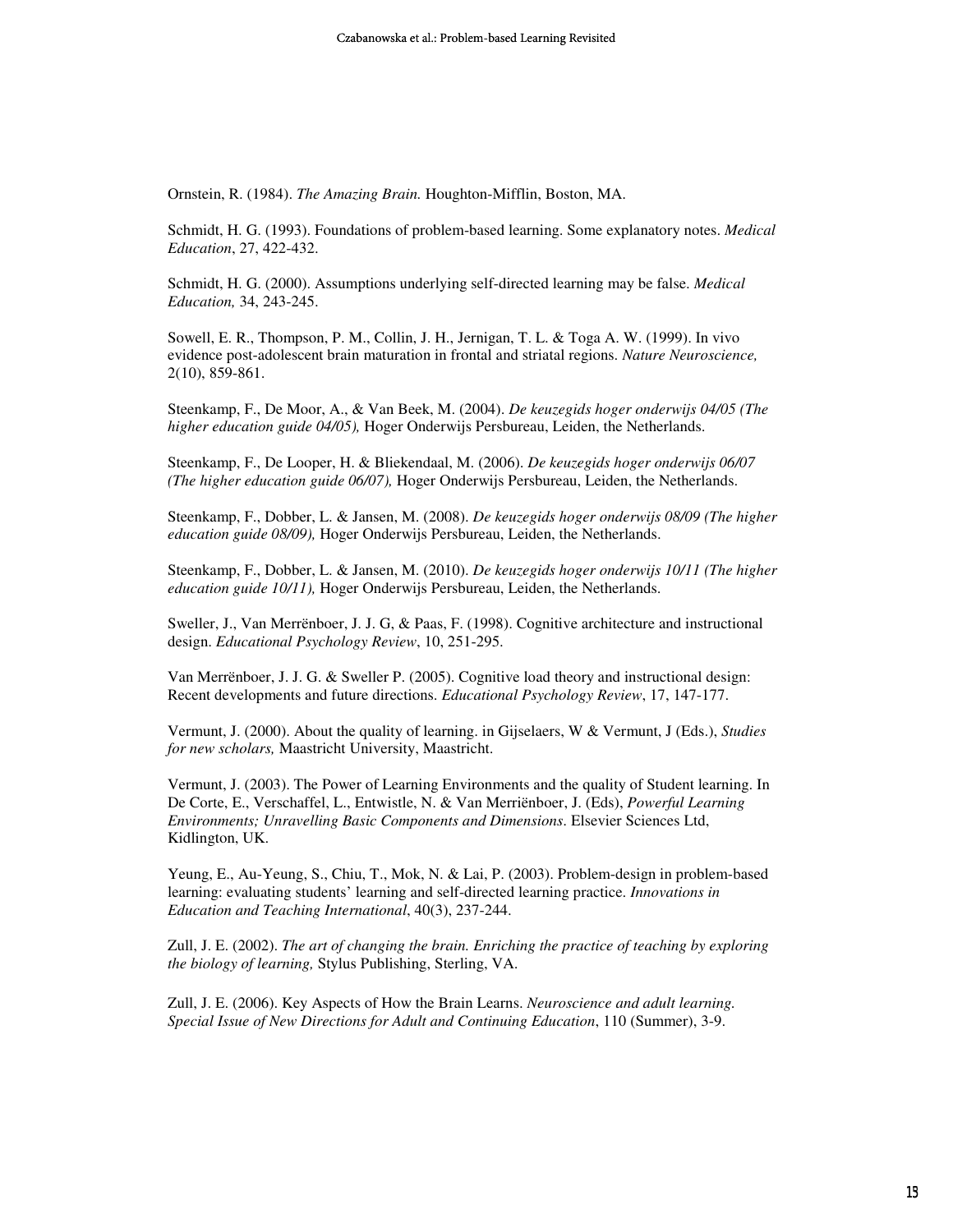Ornstein, R. (1984). *The Amazing Brain.* Houghton-Mifflin, Boston, MA.

Schmidt, H. G. (1993). Foundations of problem-based learning. Some explanatory notes. *Medical Education*, 27, 422-432.

Schmidt, H. G. (2000). Assumptions underlying self-directed learning may be false. *Medical Education,* 34, 243-245.

Sowell, E. R., Thompson, P. M., Collin, J. H., Jernigan, T. L. & Toga A. W. (1999). In vivo evidence post-adolescent brain maturation in frontal and striatal regions. *Nature Neuroscience,* 2(10), 859-861.

Steenkamp, F., De Moor, A., & Van Beek, M. (2004). *De keuzegids hoger onderwijs 04/05 (The higher education guide 04/05),* Hoger Onderwijs Persbureau, Leiden, the Netherlands.

Steenkamp, F., De Looper, H. & Bliekendaal, M. (2006). *De keuzegids hoger onderwijs 06/07 (The higher education guide 06/07),* Hoger Onderwijs Persbureau, Leiden, the Netherlands.

Steenkamp, F., Dobber, L. & Jansen, M. (2008). *De keuzegids hoger onderwijs 08/09 (The higher education guide 08/09),* Hoger Onderwijs Persbureau, Leiden, the Netherlands.

Steenkamp, F., Dobber, L. & Jansen, M. (2010). *De keuzegids hoger onderwijs 10/11 (The higher education guide 10/11),* Hoger Onderwijs Persbureau, Leiden, the Netherlands.

Sweller, J., Van Merrënboer, J. J. G, & Paas, F. (1998). Cognitive architecture and instructional design. *Educational Psychology Review*, 10, 251-295.

Van Merrënboer, J. J. G. & Sweller P. (2005). Cognitive load theory and instructional design: Recent developments and future directions. *Educational Psychology Review*, 17, 147-177.

Vermunt, J. (2000). About the quality of learning. in Gijselaers, W & Vermunt, J (Eds.), *Studies for new scholars,* Maastricht University, Maastricht.

Vermunt, J. (2003). The Power of Learning Environments and the quality of Student learning. In De Corte, E., Verschaffel, L., Entwistle, N. & Van Merriënboer, J. (Eds), *Powerful Learning Environments; Unravelling Basic Components and Dimensions*. Elsevier Sciences Ltd, Kidlington, UK.

Yeung, E., Au-Yeung, S., Chiu, T., Mok, N. & Lai, P. (2003). Problem-design in problem-based learning: evaluating students' learning and self-directed learning practice. *Innovations in Education and Teaching International*, 40(3), 237-244.

Zull, J. E. (2002). *The art of changing the brain. Enriching the practice of teaching by exploring the biology of learning,* Stylus Publishing, Sterling, VA.

Zull, J. E. (2006). Key Aspects of How the Brain Learns. *Neuroscience and adult learning. Special Issue of New Directions for Adult and Continuing Education*, 110 (Summer), 3-9.